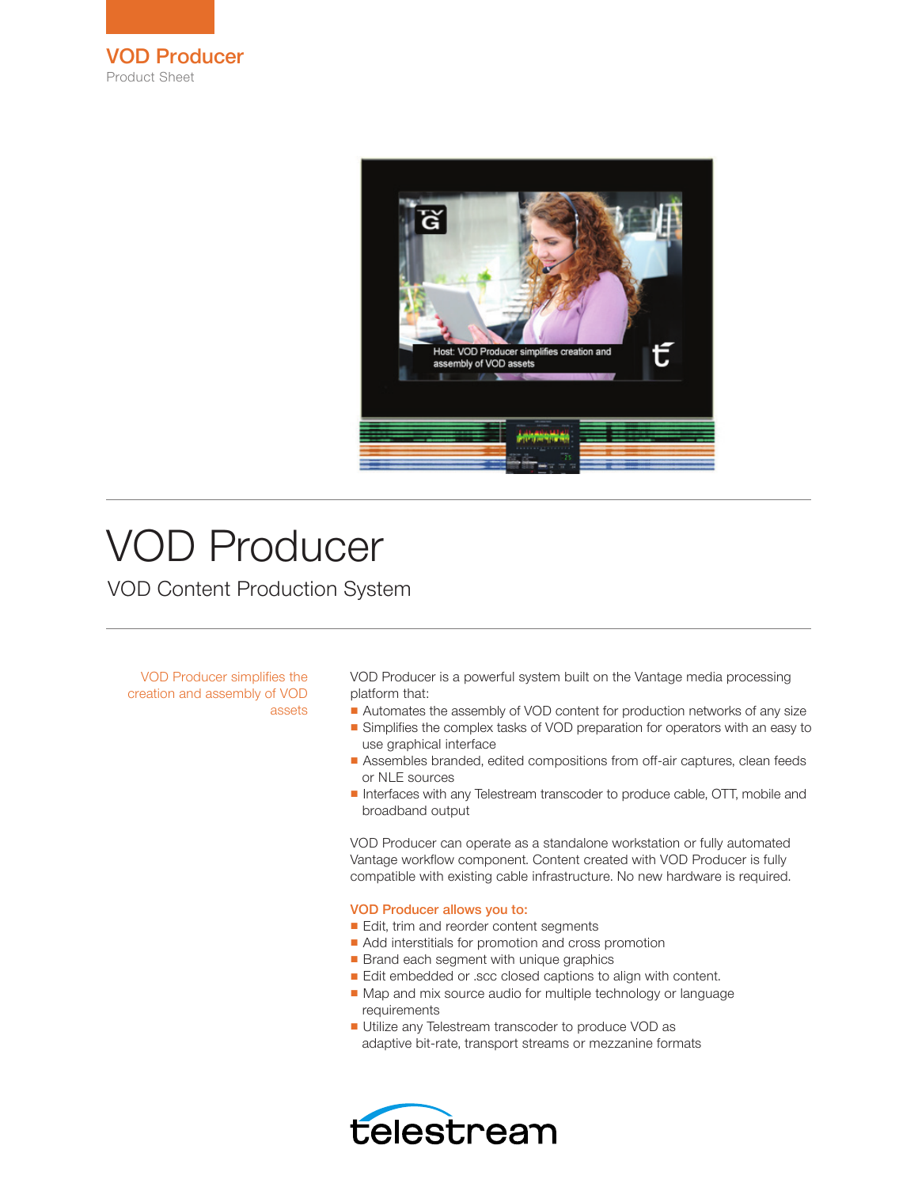# VOD Producer

Product Sheet

# VOD Producer

## VOD Content Production System

VOD Producer simplifies the creation and assembly of VOD assets

VOD Producer is a powerful system built on the Vantage media processing platform that:

- Automates the assembly of VOD content for production networks of any size
- Simplifies the complex tasks of VOD preparation for operators with an easy to use graphical interface
- Assembles branded, edited compositions from off-air captures, clean feeds or NLE sources
- Interfaces with any Telestream transcoder to produce cable, OTT, mobile and broadband output

VOD Producer can operate as a standalone workstation or fully automated Vantage workflow component. Content created with VOD Producer is fully compatible with existing cable infrastructure. No new hardware is required.

### VOD Producer allows you to:

- Edit, trim and reorder content segments
- Add interstitials for promotion and cross promotion
- Brand each segment with unique graphics
- Edit embedded or .scc closed captions to align with content.
- Map and mix source audio for multiple technology or language requirements
- Utilize any Telestream transcoder to produce VOD as adaptive bit-rate, transport streams or mezzanine formats

telestream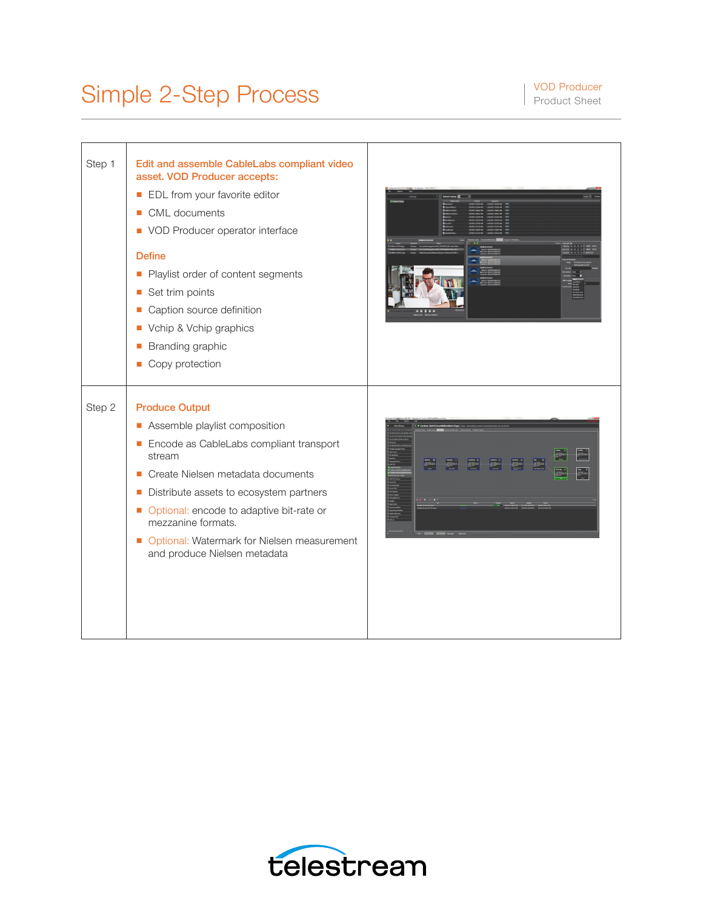# Simple 2-Step Process

| | | |
|---|---|---|
| Step 1 | **Edit and assemble CableLabs compliant video asset. VOD Producer accepts:**<br>■ EDL from your favorite editor<br>■ CML documents<br>■ VOD Producer operator interface<br><br>**Define**<br>■ Playlist order of content segments<br>■ Set trim points<br>■ Caption source definition<br>■ Vchip & Vchip graphics<br>■ Branding graphic<br>■ Copy protection | |
| Step 2 | **Produce Output**<br>■ Assemble playlist composition<br>■ Encode as CableLabs compliant transport stream<br>■ Create Nielsen metadata documents<br>■ Distribute assets to ecosystem partners<br>■ Optional: encode to adaptive bit-rate or mezzanine formats.<br>■ Optional: Watermark for Nielsen measurement and produce Nielsen metadata | |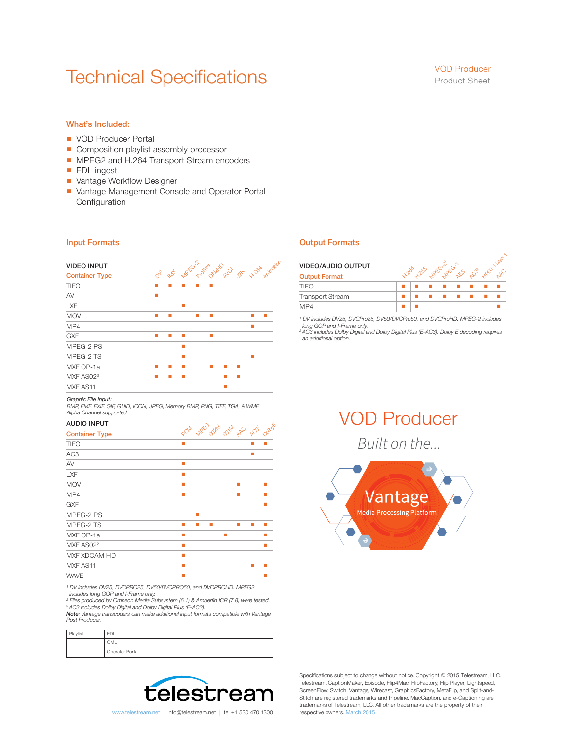# Technical Specifications

VOD Producer
Product Sheet

## What's Included:

- VOD Producer Portal
- Composition playlist assembly processor
- MPEG2 and H.264 Transport Stream encoders
- EDL ingest
- Vantage Workflow Designer
- Vantage Management Console and Operator Portal Configuration

## Input Formats

**VIDEO INPUT**

| Container Type | DV[1] | IMX | MPEG-2[1] | ProRes | DNxHD | AVCI | J2K | H.264 | Animation |
|---|---|---|---|---|---|---|---|---|---|
| TIFO | ■ | ■ | ■ | ■ | ■ | | | | |
| AVI | ■ | | | | | | | | |
| LXF | | | ■ | | | | | | |
| MOV | ■ | ■ | | ■ | ■ | | | ■ | ■ |
| MP4 | | | | | | | | ■ | |
| GXF | ■ | ■ | ■ | | ■ | | | | |
| MPEG-2 PS | | | ■ | | | | | | |
| MPEG-2 TS | | | ■ | | | | | ■ | |
| MXF OP-1a | ■ | ■ | ■ | | ■ | ■ | ■ | | |
| MXF AS02[3] | ■ | ■ | ■ | | | ■ | ■ | | |
| MXF AS11 | | | | | | ■ | | | |

*Graphic File Input:*
*BMP, EMF, EXIF, GIF, GUID, ICON, JPEG, Memory BMP, PNG, TIFF, TGA, & WMF*
*Alpha Channel supported*

**AUDIO INPUT**

| Container Type | PCM | MPEG | 302M | 331M | AAC | AC3[3] | DolbyE |
|---|---|---|---|---|---|---|---|
| TIFO | ■ | | | | | ■ | ■ |
| AC3 | | | | | | ■ | |
| AVI | ■ | | | | | | |
| LXF | ■ | | | | | | |
| MOV | ■ | | | | ■ | | ■ |
| MP4 | ■ | | | | ■ | | ■ |
| GXF | | | | | | | ■ |
| MPEG-2 PS | | ■ | | | | | |
| MPEG-2 TS | ■ | ■ | ■ | | ■ | ■ | ■ |
| MXF OP-1a | ■ | | | ■ | | | ■ |
| MXF AS02[2] | ■ | | | | | | ■ |
| MXF XDCAM HD | ■ | | | | | | |
| MXF AS11 | ■ | | | | | ■ | ■ |
| WAVE | ■ | | | | | | ■ |

[1] *DV includes DV25, DVCPRO25, DV50/DVCPRO50, and DVCPROHD. MPEG2 includes long GOP and I-Frame only.*
[2] *Files produced by Omneon Media Subsystem (6.1) & Amberfin ICR (7.8) were tested.*
[3] *AC3 includes Dolby Digital and Dolby Digital Plus (E-AC3).*
***Note****: Vantage transcoders can make additional input formats compatible with Vantage Post Producer.*

| | |
|---|---|
| Playlist | EDL |
| | CML |
| | Operator Portal |

## Output Formats

**VIDEO/AUDIO OUTPUT**

| Output Format | H264 | H265 | MPEG-2[1] | MPEG-1 | AES | AC3[2] | MPEG-1 Layer 1 | AAC |
|---|---|---|---|---|---|---|---|---|
| TIFO | ■ | ■ | ■ | ■ | ■ | ■ | ■ | ■ |
| Transport Stream | ■ | ■ | ■ | ■ | ■ | ■ | ■ | ■ |
| MP4 | ■ | ■ | | | | | | ■ |

[1] *DV includes DV25, DVCPro25, DV50/DVCPro50, and DVCProHD. MPEG-2 includes long GOP and I-Frame only.*
[2] *AC3 includes Dolby Digital and Dolby Digital Plus (E-AC3). Dolby E decoding requires an additional option.*

VOD Producer

*Built on the...*

Vantage
Media Processing Platform

telestream

www.telestream.net | info@telestream.net | tel +1 530 470 1300

Specifications subject to change without notice. Copyright © 2015 Telestream, LLC. Telestream, CaptionMaker, Episode, Flip4Mac, FlipFactory, Flip Player, Lightspeed, ScreenFlow, Switch, Vantage, Wirecast, GraphicsFactory, MetaFlip, and Split-and-Stitch are registered trademarks and Pipeline, MacCaption, and e-Captioning are trademarks of Telestream, LLC. All other trademarks are the property of their respective owners. March 2015